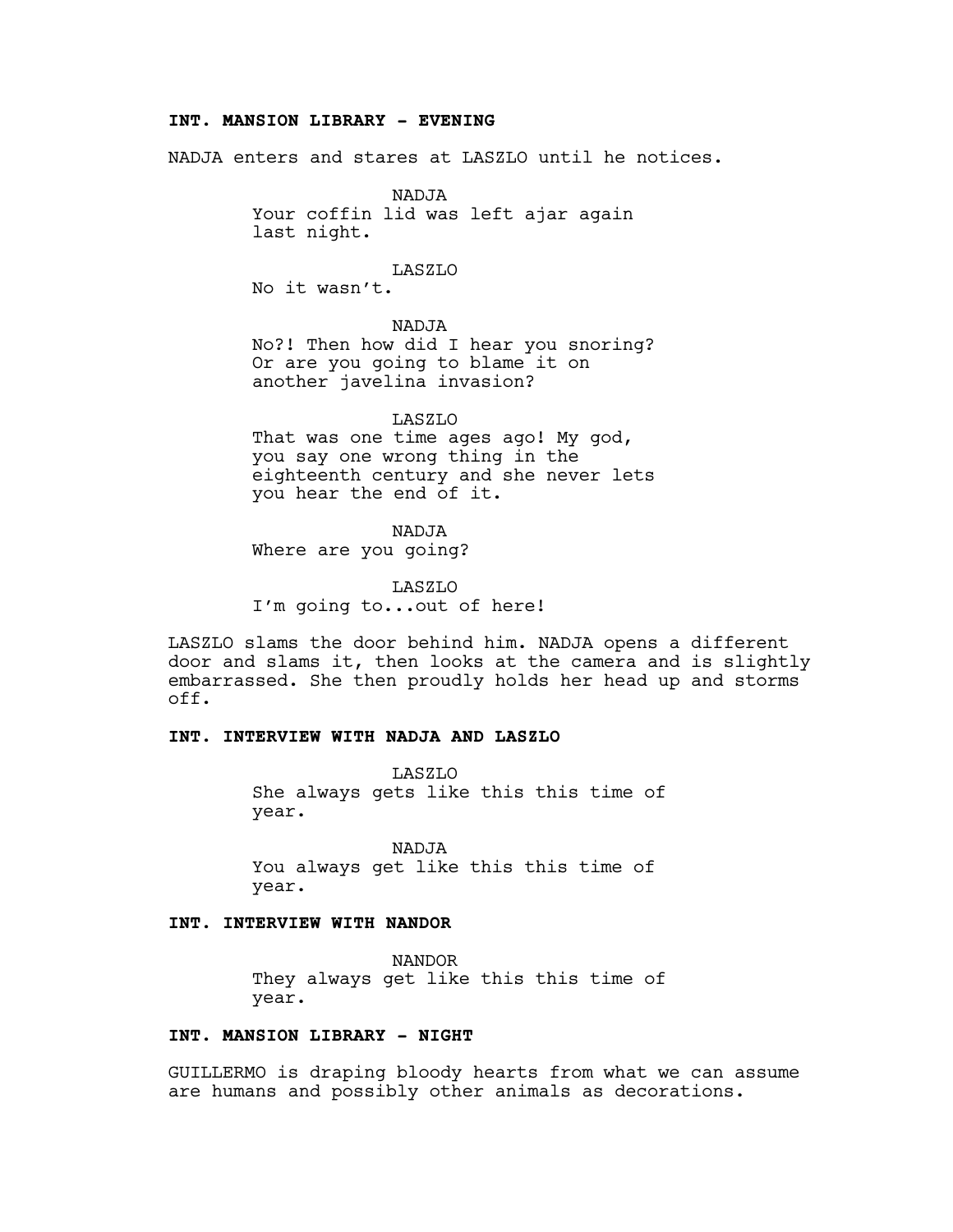**INT. MANSION LIBRARY - EVENING**

NADJA enters and stares at LASZLO until he notices.

NADJA
Your coffin lid was left ajar again last night.

LASZLO
No it wasn't.

NADJA
No?! Then how did I hear you snoring? Or are you going to blame it on another javelina invasion?

LASZLO
That was one time ages ago! My god, you say one wrong thing in the eighteenth century and she never lets you hear the end of it.

NADJA
Where are you going?

LASZLO
I'm going to...out of here!

LASZLO slams the door behind him. NADJA opens a different door and slams it, then looks at the camera and is slightly embarrassed. She then proudly holds her head up and storms off.

**INT. INTERVIEW WITH NADJA AND LASZLO**

LASZLO
She always gets like this this time of year.

NADJA
You always get like this this time of year.

**INT. INTERVIEW WITH NANDOR**

NANDOR
They always get like this this time of year.

**INT. MANSION LIBRARY - NIGHT**

GUILLERMO is draping bloody hearts from what we can assume are humans and possibly other animals as decorations.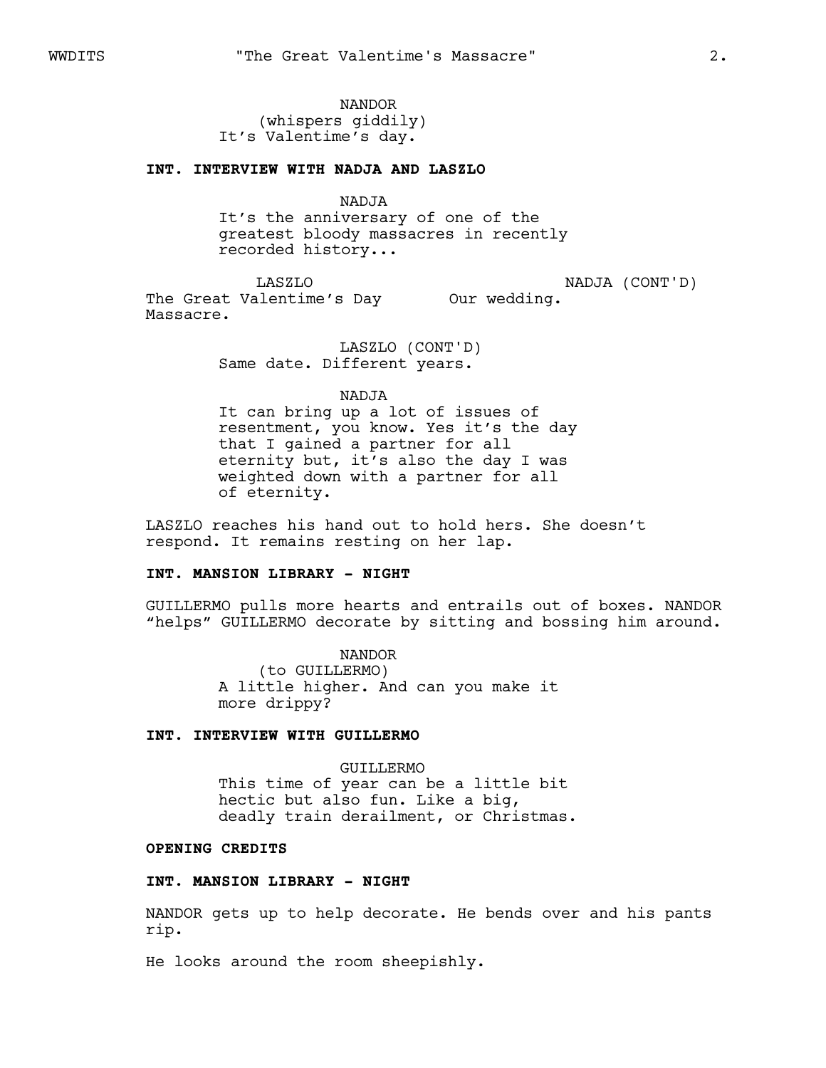NANDOR
(whispers giddily)
It's Valentime's day.

**INT. INTERVIEW WITH NADJA AND LASZLO**

NADJA
It's the anniversary of one of the greatest bloody massacres in recently recorded history...

LASZLO
The Great Valentime's Day Massacre.

NADJA (CONT'D)
Our wedding.

LASZLO (CONT'D)
Same date. Different years.

NADJA
It can bring up a lot of issues of resentment, you know. Yes it's the day that I gained a partner for all eternity but, it's also the day I was weighted down with a partner for all of eternity.

LASZLO reaches his hand out to hold hers. She doesn't respond. It remains resting on her lap.

**INT. MANSION LIBRARY - NIGHT**

GUILLERMO pulls more hearts and entrails out of boxes. NANDOR "helps" GUILLERMO decorate by sitting and bossing him around.

NANDOR
(to GUILLERMO)
A little higher. And can you make it more drippy?

**INT. INTERVIEW WITH GUILLERMO**

GUILLERMO
This time of year can be a little bit hectic but also fun. Like a big, deadly train derailment, or Christmas.

**OPENING CREDITS**

**INT. MANSION LIBRARY - NIGHT**

NANDOR gets up to help decorate. He bends over and his pants rip.

He looks around the room sheepishly.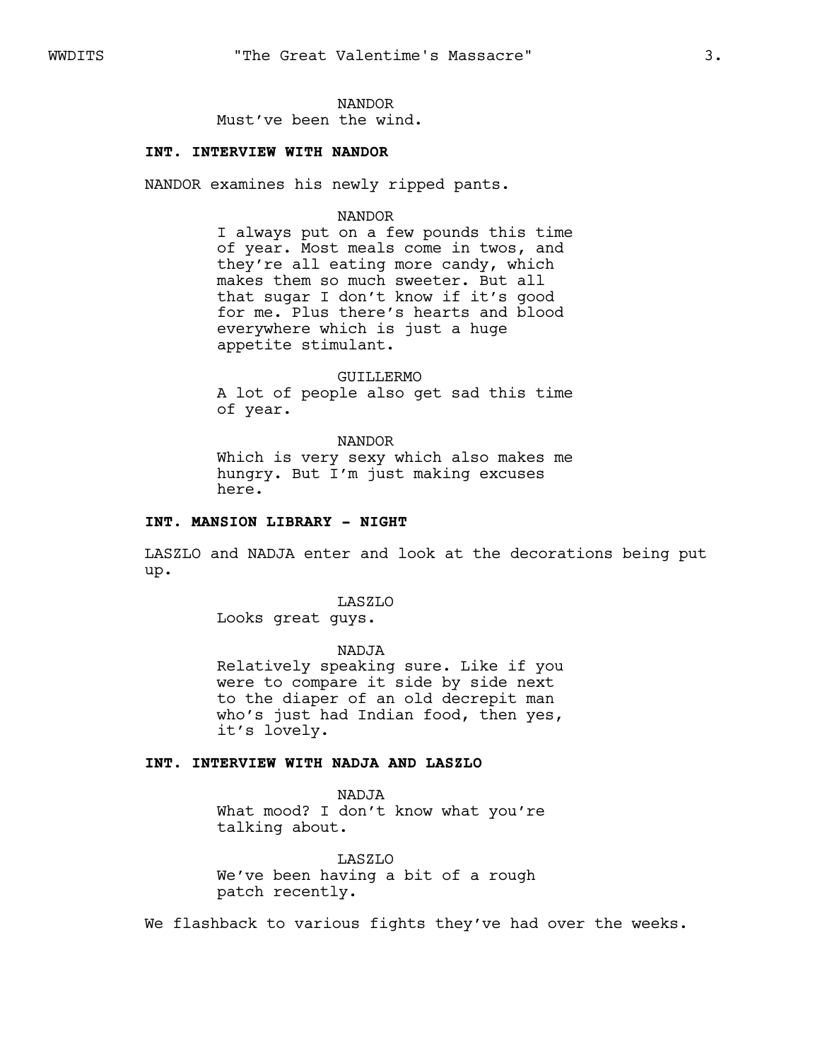NANDOR
Must've been the wind.

**INT. INTERVIEW WITH NANDOR**

NANDOR examines his newly ripped pants.

NANDOR
I always put on a few pounds this time of year. Most meals come in twos, and they're all eating more candy, which makes them so much sweeter. But all that sugar I don't know if it's good for me. Plus there's hearts and blood everywhere which is just a huge appetite stimulant.

GUILLERMO
A lot of people also get sad this time of year.

NANDOR
Which is very sexy which also makes me hungry. But I'm just making excuses here.

**INT. MANSION LIBRARY - NIGHT**

LASZLO and NADJA enter and look at the decorations being put up.

LASZLO
Looks great guys.

NADJA
Relatively speaking sure. Like if you were to compare it side by side next to the diaper of an old decrepit man who's just had Indian food, then yes, it's lovely.

**INT. INTERVIEW WITH NADJA AND LASZLO**

NADJA
What mood? I don't know what you're talking about.

LASZLO
We've been having a bit of a rough patch recently.

We flashback to various fights they've had over the weeks.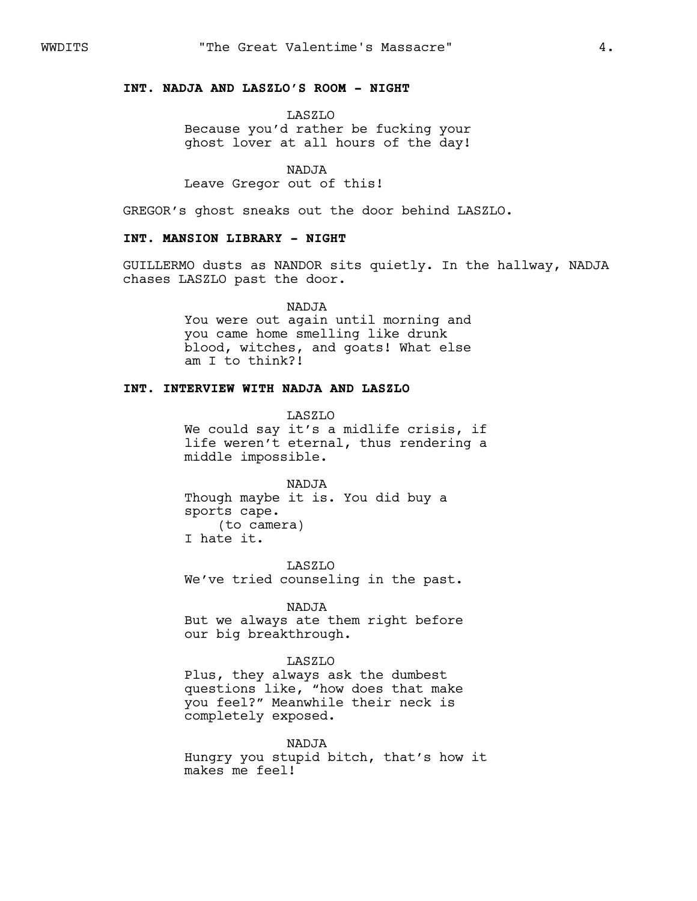**INT. NADJA AND LASZLO'S ROOM - NIGHT**

LASZLO
Because you'd rather be fucking your ghost lover at all hours of the day!

NADJA
Leave Gregor out of this!

GREGOR's ghost sneaks out the door behind LASZLO.

**INT. MANSION LIBRARY - NIGHT**

GUILLERMO dusts as NANDOR sits quietly. In the hallway, NADJA chases LASZLO past the door.

NADJA
You were out again until morning and you came home smelling like drunk blood, witches, and goats! What else am I to think?!

**INT. INTERVIEW WITH NADJA AND LASZLO**

LASZLO
We could say it's a midlife crisis, if life weren't eternal, thus rendering a middle impossible.

NADJA
Though maybe it is. You did buy a sports cape.
(to camera)
I hate it.

LASZLO
We've tried counseling in the past.

NADJA
But we always ate them right before our big breakthrough.

LASZLO
Plus, they always ask the dumbest questions like, "how does that make you feel?" Meanwhile their neck is completely exposed.

NADJA
Hungry you stupid bitch, that's how it makes me feel!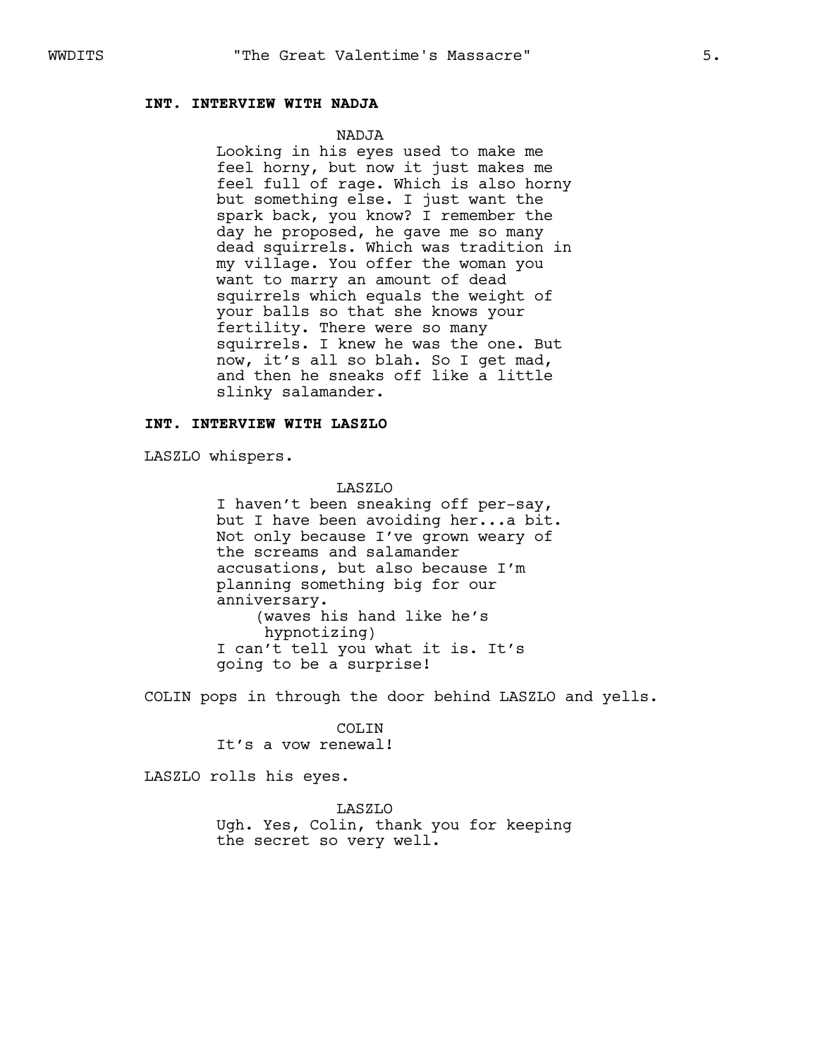**INT. INTERVIEW WITH NADJA**

NADJA

Looking in his eyes used to make me feel horny, but now it just makes me feel full of rage. Which is also horny but something else. I just want the spark back, you know? I remember the day he proposed, he gave me so many dead squirrels. Which was tradition in my village. You offer the woman you want to marry an amount of dead squirrels which equals the weight of your balls so that she knows your fertility. There were so many squirrels. I knew he was the one. But now, it's all so blah. So I get mad, and then he sneaks off like a little slinky salamander.

**INT. INTERVIEW WITH LASZLO**

LASZLO whispers.

LASZLO

I haven't been sneaking off per-say, but I have been avoiding her...a bit. Not only because I've grown weary of the screams and salamander accusations, but also because I'm planning something big for our anniversary.

(waves his hand like he's hypnotizing)

I can't tell you what it is. It's going to be a surprise!

COLIN pops in through the door behind LASZLO and yells.

COLIN

It's a vow renewal!

LASZLO rolls his eyes.

LASZLO

Ugh. Yes, Colin, thank you for keeping the secret so very well.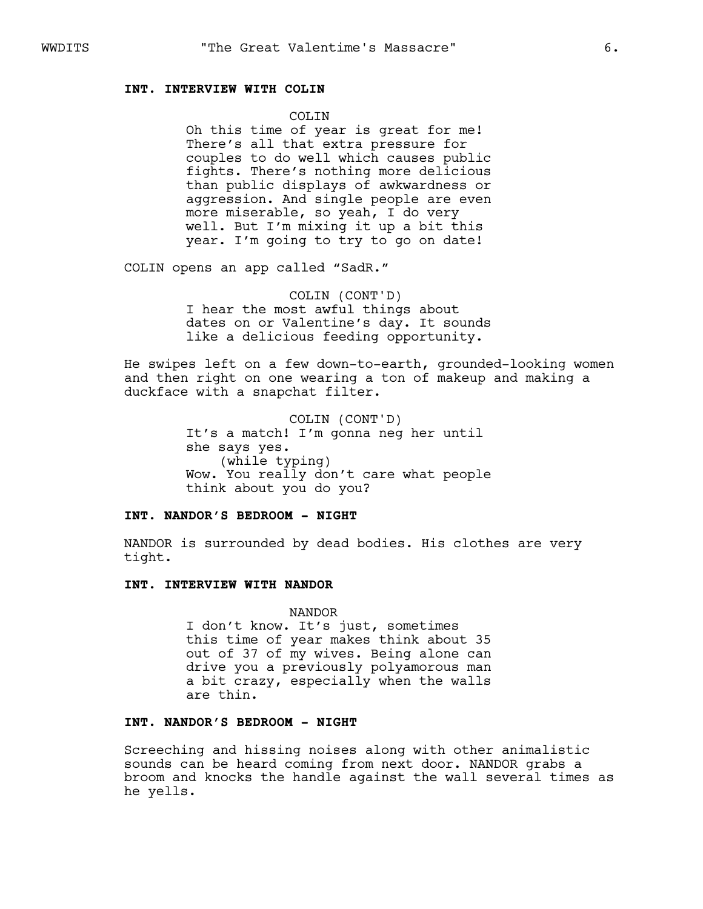**INT. INTERVIEW WITH COLIN**

COLIN
Oh this time of year is great for me! There's all that extra pressure for couples to do well which causes public fights. There's nothing more delicious than public displays of awkwardness or aggression. And single people are even more miserable, so yeah, I do very well. But I'm mixing it up a bit this year. I'm going to try to go on date!

COLIN opens an app called "SadR."

COLIN (CONT'D)
I hear the most awful things about dates on or Valentine's day. It sounds like a delicious feeding opportunity.

He swipes left on a few down-to-earth, grounded-looking women and then right on one wearing a ton of makeup and making a duckface with a snapchat filter.

COLIN (CONT'D)
It's a match! I'm gonna neg her until she says yes.
(while typing)
Wow. You really don't care what people think about you do you?

**INT. NANDOR'S BEDROOM - NIGHT**

NANDOR is surrounded by dead bodies. His clothes are very tight.

**INT. INTERVIEW WITH NANDOR**

NANDOR
I don't know. It's just, sometimes this time of year makes think about 35 out of 37 of my wives. Being alone can drive you a previously polyamorous man a bit crazy, especially when the walls are thin.

**INT. NANDOR'S BEDROOM - NIGHT**

Screeching and hissing noises along with other animalistic sounds can be heard coming from next door. NANDOR grabs a broom and knocks the handle against the wall several times as he yells.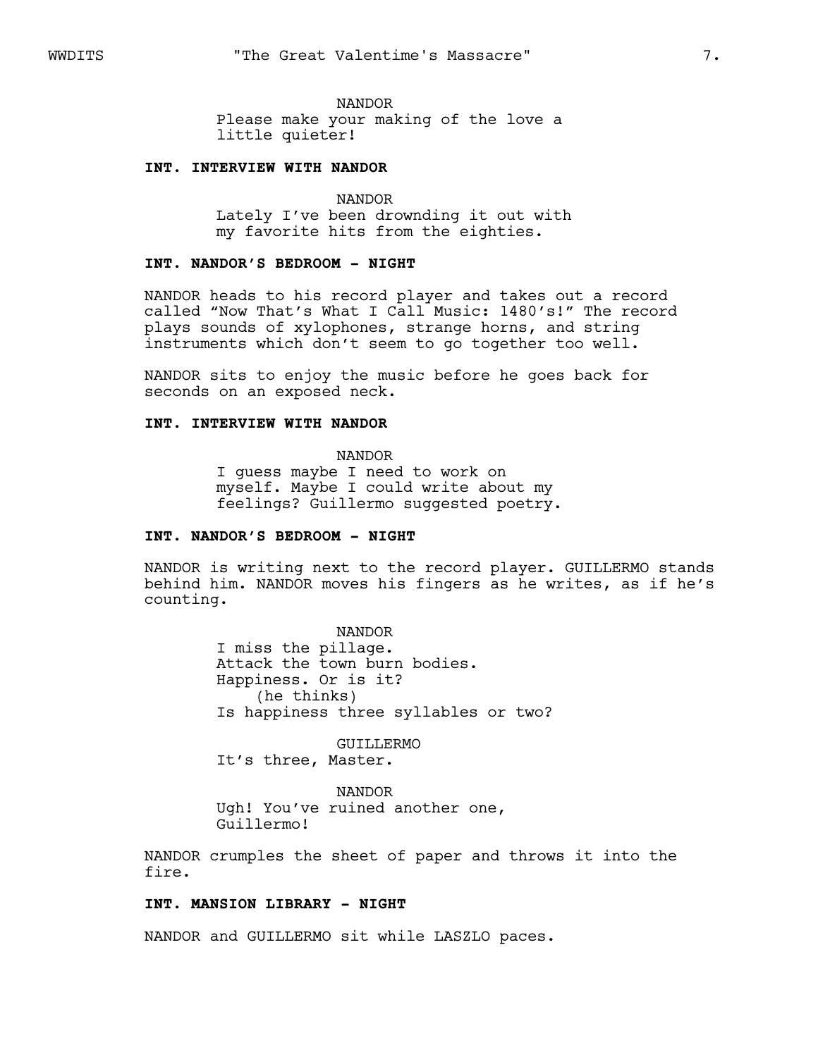NANDOR
Please make your making of the love a little quieter!

**INT. INTERVIEW WITH NANDOR**

NANDOR
Lately I've been drownding it out with my favorite hits from the eighties.

**INT. NANDOR'S BEDROOM - NIGHT**

NANDOR heads to his record player and takes out a record called "Now That's What I Call Music: 1480's!" The record plays sounds of xylophones, strange horns, and string instruments which don't seem to go together too well.

NANDOR sits to enjoy the music before he goes back for seconds on an exposed neck.

**INT. INTERVIEW WITH NANDOR**

NANDOR
I guess maybe I need to work on myself. Maybe I could write about my feelings? Guillermo suggested poetry.

**INT. NANDOR'S BEDROOM - NIGHT**

NANDOR is writing next to the record player. GUILLERMO stands behind him. NANDOR moves his fingers as he writes, as if he's counting.

NANDOR
I miss the pillage.
Attack the town burn bodies.
Happiness. Or is it?
(he thinks)
Is happiness three syllables or two?

GUILLERMO
It's three, Master.

NANDOR
Ugh! You've ruined another one, Guillermo!

NANDOR crumples the sheet of paper and throws it into the fire.

**INT. MANSION LIBRARY - NIGHT**

NANDOR and GUILLERMO sit while LASZLO paces.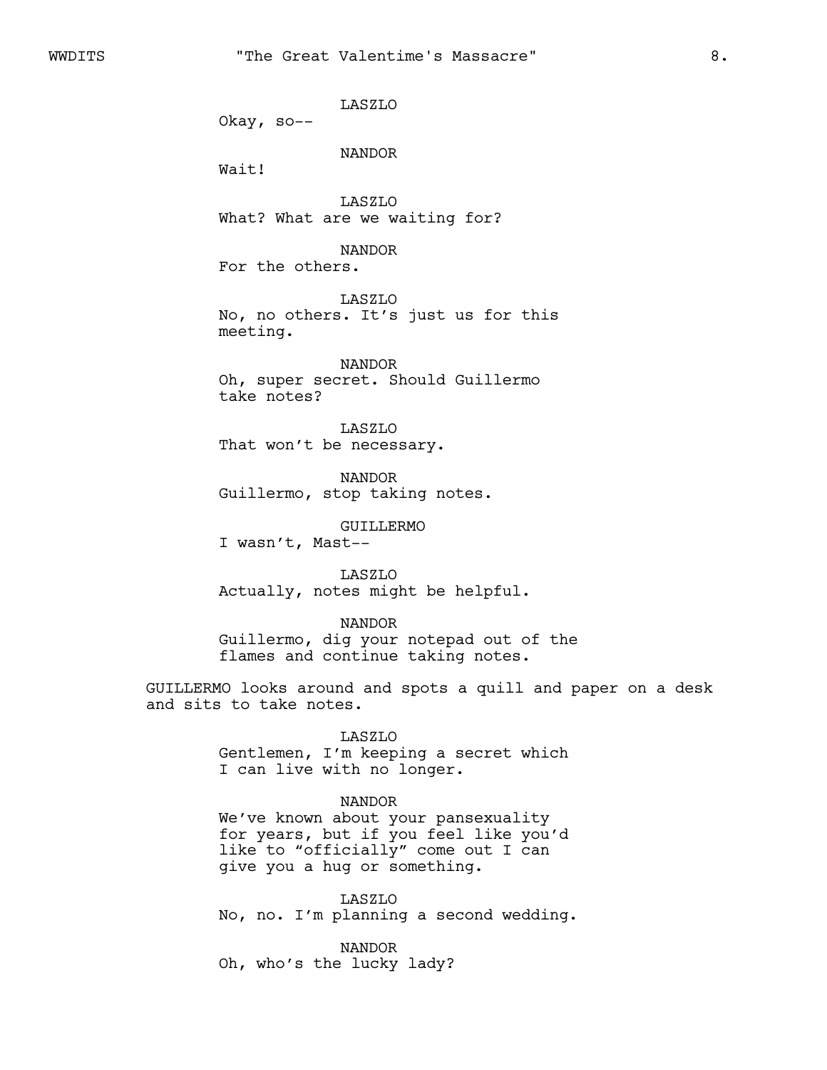LASZLO
Okay, so--

NANDOR
Wait!

LASZLO
What? What are we waiting for?

NANDOR
For the others.

LASZLO
No, no others. It's just us for this meeting.

NANDOR
Oh, super secret. Should Guillermo take notes?

LASZLO
That won't be necessary.

NANDOR
Guillermo, stop taking notes.

GUILLERMO
I wasn't, Mast--

LASZLO
Actually, notes might be helpful.

NANDOR
Guillermo, dig your notepad out of the flames and continue taking notes.

GUILLERMO looks around and spots a quill and paper on a desk and sits to take notes.

LASZLO
Gentlemen, I'm keeping a secret which I can live with no longer.

NANDOR
We've known about your pansexuality for years, but if you feel like you'd like to "officially" come out I can give you a hug or something.

LASZLO
No, no. I'm planning a second wedding.

NANDOR
Oh, who's the lucky lady?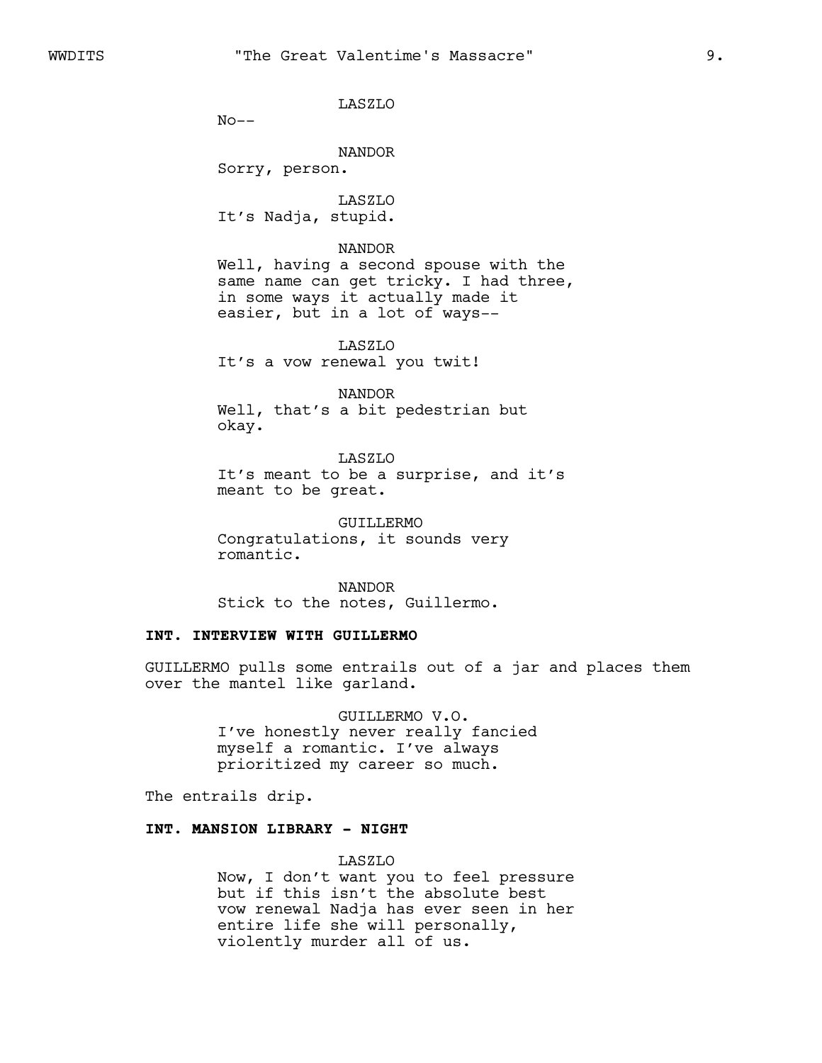LASZLO
No--

NANDOR
Sorry, person.

LASZLO
It's Nadja, stupid.

NANDOR
Well, having a second spouse with the same name can get tricky. I had three, in some ways it actually made it easier, but in a lot of ways--

LASZLO
It's a vow renewal you twit!

NANDOR
Well, that's a bit pedestrian but okay.

LASZLO
It's meant to be a surprise, and it's meant to be great.

GUILLERMO
Congratulations, it sounds very romantic.

NANDOR
Stick to the notes, Guillermo.

**INT. INTERVIEW WITH GUILLERMO**

GUILLERMO pulls some entrails out of a jar and places them over the mantel like garland.

GUILLERMO V.O.
I've honestly never really fancied myself a romantic. I've always prioritized my career so much.

The entrails drip.

**INT. MANSION LIBRARY - NIGHT**

LASZLO
Now, I don't want you to feel pressure but if this isn't the absolute best vow renewal Nadja has ever seen in her entire life she will personally, violently murder all of us.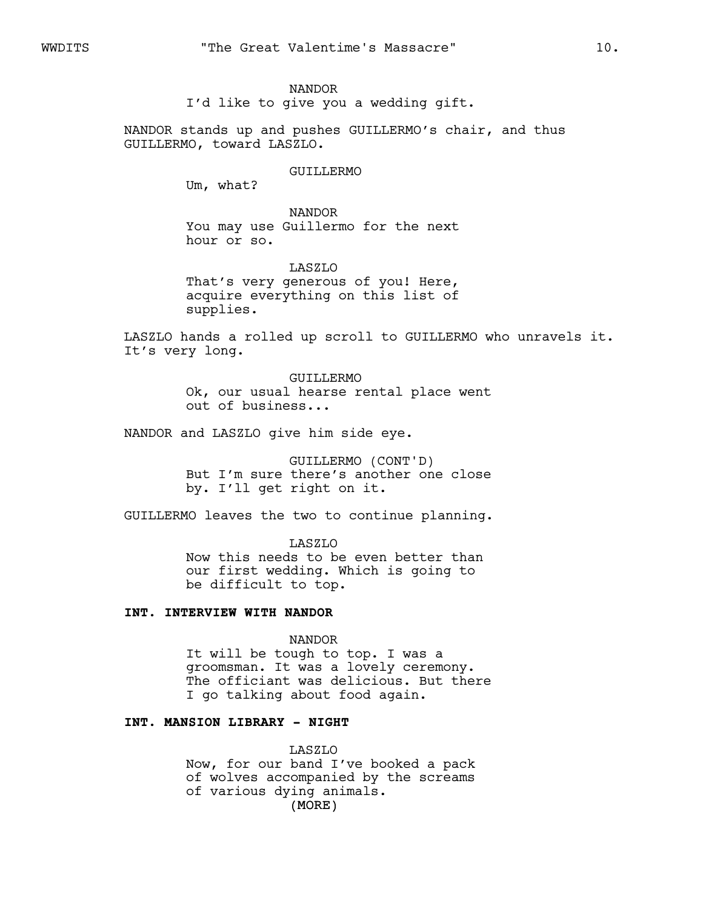NANDOR
I'd like to give you a wedding gift.

NANDOR stands up and pushes GUILLERMO's chair, and thus GUILLERMO, toward LASZLO.

GUILLERMO
Um, what?

NANDOR
You may use Guillermo for the next hour or so.

LASZLO
That's very generous of you! Here, acquire everything on this list of supplies.

LASZLO hands a rolled up scroll to GUILLERMO who unravels it. It's very long.

GUILLERMO
Ok, our usual hearse rental place went out of business...

NANDOR and LASZLO give him side eye.

GUILLERMO (CONT'D)
But I'm sure there's another one close by. I'll get right on it.

GUILLERMO leaves the two to continue planning.

LASZLO
Now this needs to be even better than our first wedding. Which is going to be difficult to top.

**INT. INTERVIEW WITH NANDOR**

NANDOR
It will be tough to top. I was a groomsman. It was a lovely ceremony. The officiant was delicious. But there I go talking about food again.

**INT. MANSION LIBRARY - NIGHT**

LASZLO
Now, for our band I've booked a pack of wolves accompanied by the screams of various dying animals.
(MORE)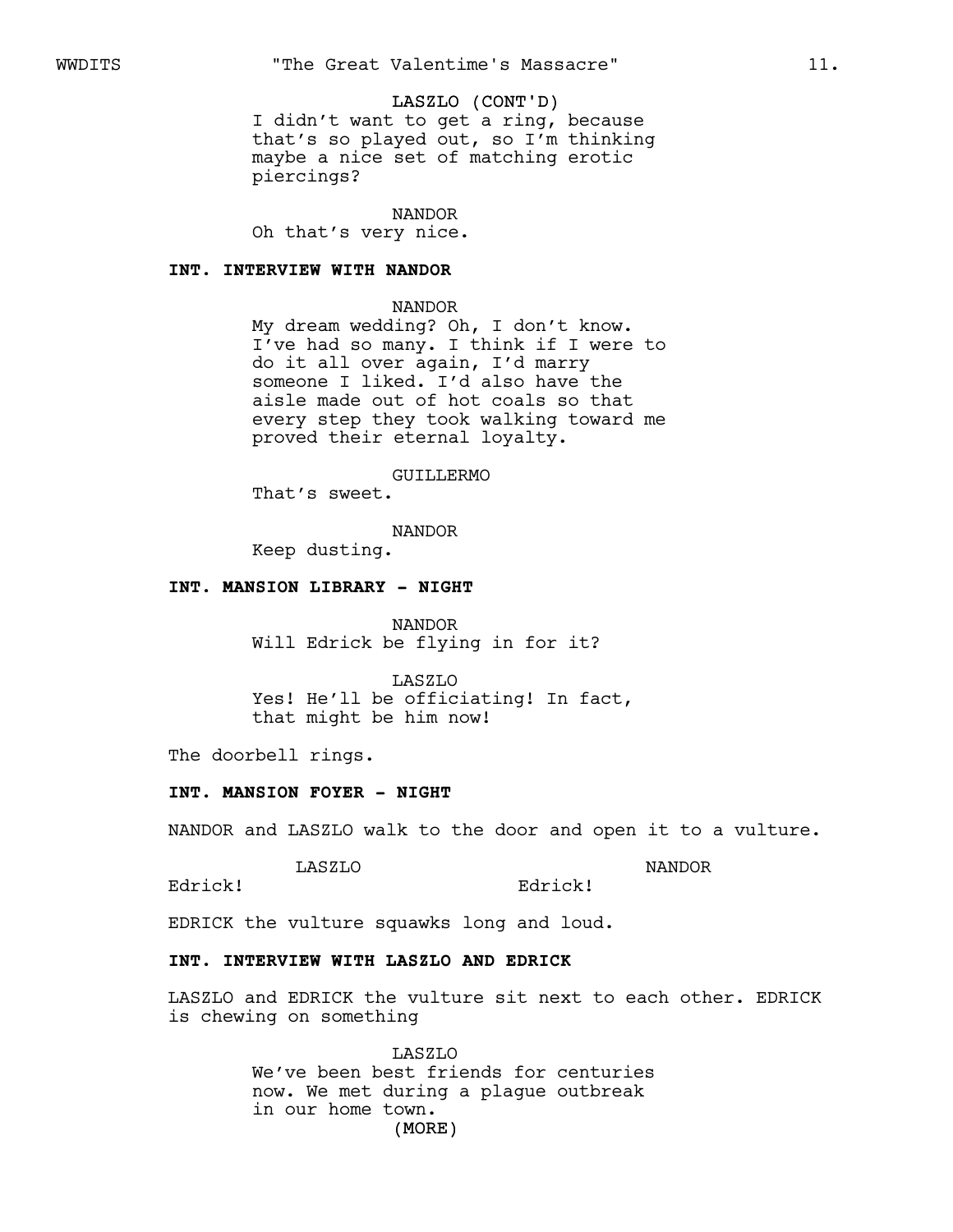LASZLO (CONT'D)
I didn't want to get a ring, because that's so played out, so I'm thinking maybe a nice set of matching erotic piercings?

NANDOR
Oh that's very nice.

**INT. INTERVIEW WITH NANDOR**

NANDOR
My dream wedding? Oh, I don't know. I've had so many. I think if I were to do it all over again, I'd marry someone I liked. I'd also have the aisle made out of hot coals so that every step they took walking toward me proved their eternal loyalty.

GUILLERMO
That's sweet.

NANDOR
Keep dusting.

**INT. MANSION LIBRARY - NIGHT**

NANDOR
Will Edrick be flying in for it?

LASZLO
Yes! He'll be officiating! In fact, that might be him now!

The doorbell rings.

**INT. MANSION FOYER - NIGHT**

NANDOR and LASZLO walk to the door and open it to a vulture.

LASZLO
Edrick!

NANDOR
Edrick!

EDRICK the vulture squawks long and loud.

**INT. INTERVIEW WITH LASZLO AND EDRICK**

LASZLO and EDRICK the vulture sit next to each other. EDRICK is chewing on something

LASZLO
We've been best friends for centuries now. We met during a plague outbreak in our home town.
(MORE)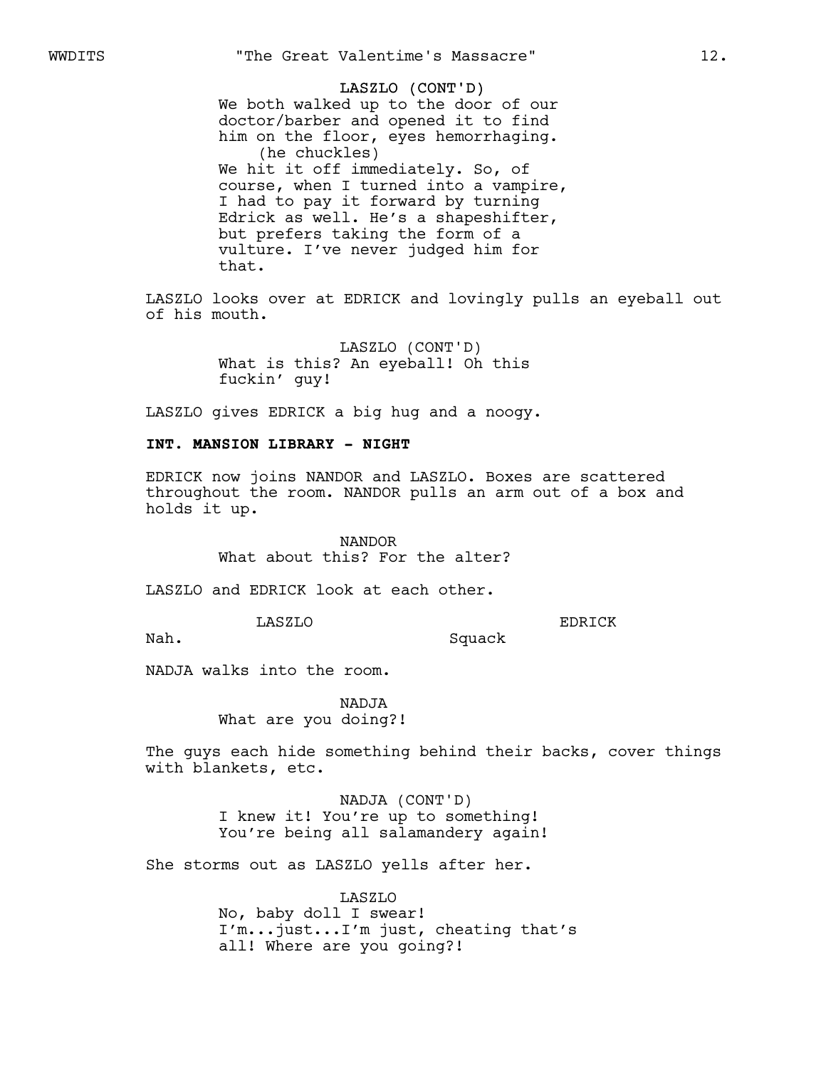LASZLO (CONT'D)

We both walked up to the door of our doctor/barber and opened it to find him on the floor, eyes hemorrhaging.

(he chuckles)

We hit it off immediately. So, of course, when I turned into a vampire, I had to pay it forward by turning Edrick as well. He's a shapeshifter, but prefers taking the form of a vulture. I've never judged him for that.

LASZLO looks over at EDRICK and lovingly pulls an eyeball out of his mouth.

LASZLO (CONT'D)

What is this? An eyeball! Oh this fuckin' guy!

LASZLO gives EDRICK a big hug and a noogy.

**INT. MANSION LIBRARY - NIGHT**

EDRICK now joins NANDOR and LASZLO. Boxes are scattered throughout the room. NANDOR pulls an arm out of a box and holds it up.

NANDOR

What about this? For the alter?

LASZLO and EDRICK look at each other.

LASZLO

Nah.

EDRICK

Squack

NADJA walks into the room.

NADJA

What are you doing?!

The guys each hide something behind their backs, cover things with blankets, etc.

NADJA (CONT'D)

I knew it! You're up to something! You're being all salamandery again!

She storms out as LASZLO yells after her.

LASZLO

No, baby doll I swear! I'm...just...I'm just, cheating that's all! Where are you going?!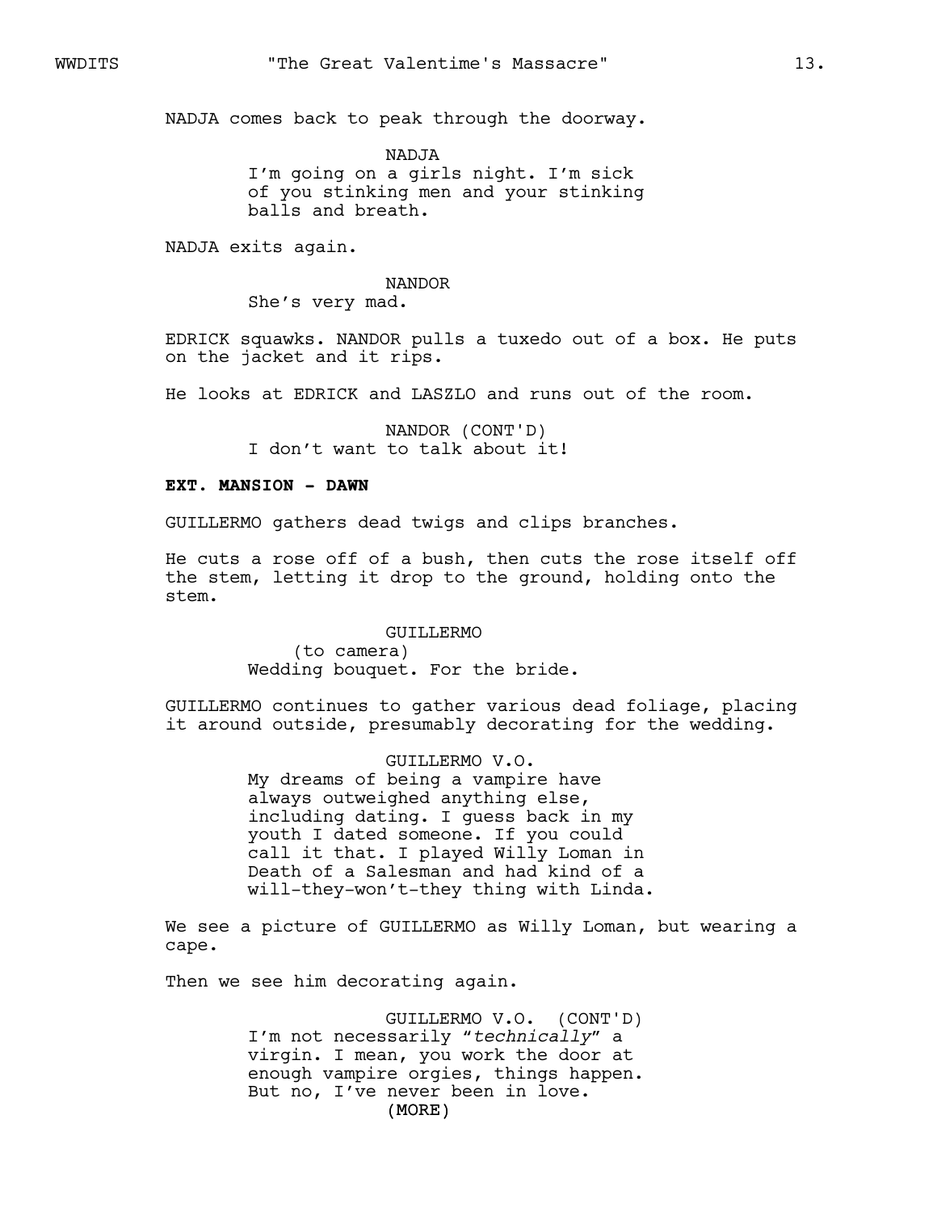NADJA comes back to peak through the doorway.

NADJA
I'm going on a girls night. I'm sick of you stinking men and your stinking balls and breath.

NADJA exits again.

NANDOR
She's very mad.

EDRICK squawks. NANDOR pulls a tuxedo out of a box. He puts on the jacket and it rips.

He looks at EDRICK and LASZLO and runs out of the room.

NANDOR (CONT'D)
I don't want to talk about it!

**EXT. MANSION - DAWN**

GUILLERMO gathers dead twigs and clips branches.

He cuts a rose off of a bush, then cuts the rose itself off the stem, letting it drop to the ground, holding onto the stem.

GUILLERMO
(to camera)
Wedding bouquet. For the bride.

GUILLERMO continues to gather various dead foliage, placing it around outside, presumably decorating for the wedding.

GUILLERMO V.O.
My dreams of being a vampire have always outweighed anything else, including dating. I guess back in my youth I dated someone. If you could call it that. I played Willy Loman in Death of a Salesman and had kind of a will-they-won't-they thing with Linda.

We see a picture of GUILLERMO as Willy Loman, but wearing a cape.

Then we see him decorating again.

GUILLERMO V.O. (CONT'D)
I'm not necessarily "*technically*" a virgin. I mean, you work the door at enough vampire orgies, things happen. But no, I've never been in love.
(MORE)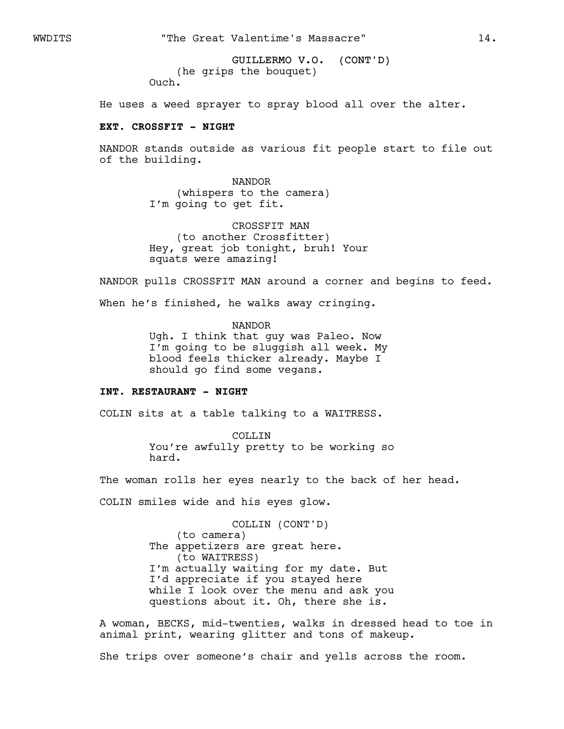GUILLERMO V.O. (CONT'D)
(he grips the bouquet)
Ouch.

He uses a weed sprayer to spray blood all over the alter.

**EXT. CROSSFIT - NIGHT**

NANDOR stands outside as various fit people start to file out of the building.

NANDOR
(whispers to the camera)
I'm going to get fit.

CROSSFIT MAN
(to another Crossfitter)
Hey, great job tonight, bruh! Your squats were amazing!

NANDOR pulls CROSSFIT MAN around a corner and begins to feed.

When he's finished, he walks away cringing.

NANDOR
Ugh. I think that guy was Paleo. Now I'm going to be sluggish all week. My blood feels thicker already. Maybe I should go find some vegans.

**INT. RESTAURANT - NIGHT**

COLIN sits at a table talking to a WAITRESS.

COLLIN
You're awfully pretty to be working so hard.

The woman rolls her eyes nearly to the back of her head.

COLIN smiles wide and his eyes glow.

COLLIN (CONT'D)
(to camera)
The appetizers are great here.
(to WAITRESS)
I'm actually waiting for my date. But I'd appreciate if you stayed here while I look over the menu and ask you questions about it. Oh, there she is.

A woman, BECKS, mid-twenties, walks in dressed head to toe in animal print, wearing glitter and tons of makeup.

She trips over someone's chair and yells across the room.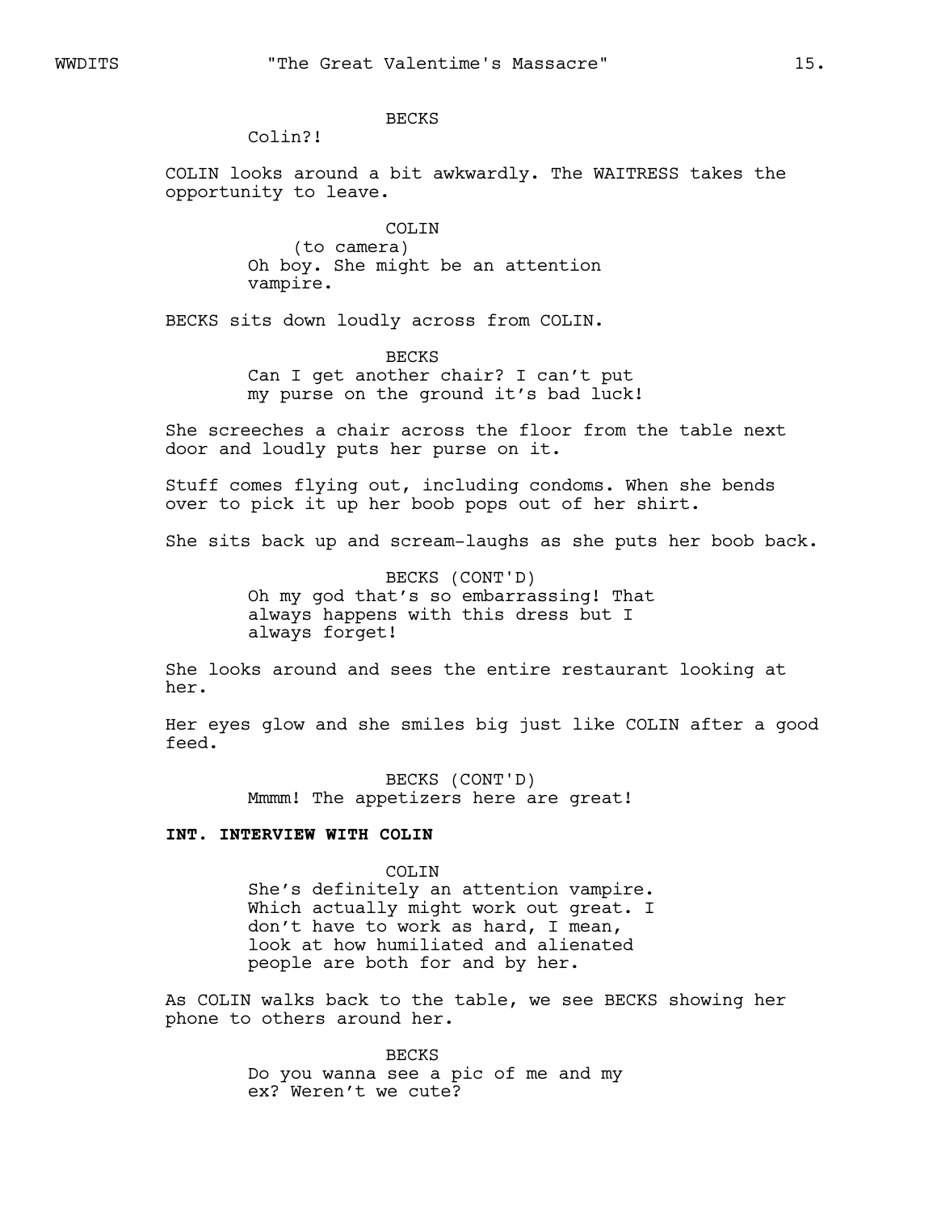BECKS

Colin?!

COLIN looks around a bit awkwardly. The WAITRESS takes the opportunity to leave.

COLIN

(to camera)

Oh boy. She might be an attention vampire.

BECKS sits down loudly across from COLIN.

BECKS

Can I get another chair? I can't put my purse on the ground it's bad luck!

She screeches a chair across the floor from the table next door and loudly puts her purse on it.

Stuff comes flying out, including condoms. When she bends over to pick it up her boob pops out of her shirt.

She sits back up and scream-laughs as she puts her boob back.

BECKS (CONT'D)

Oh my god that's so embarrassing! That always happens with this dress but I always forget!

She looks around and sees the entire restaurant looking at her.

Her eyes glow and she smiles big just like COLIN after a good feed.

BECKS (CONT'D)

Mmmm! The appetizers here are great!

**INT. INTERVIEW WITH COLIN**

COLIN

She's definitely an attention vampire. Which actually might work out great. I don't have to work as hard, I mean, look at how humiliated and alienated people are both for and by her.

As COLIN walks back to the table, we see BECKS showing her phone to others around her.

BECKS

Do you wanna see a pic of me and my ex? Weren't we cute?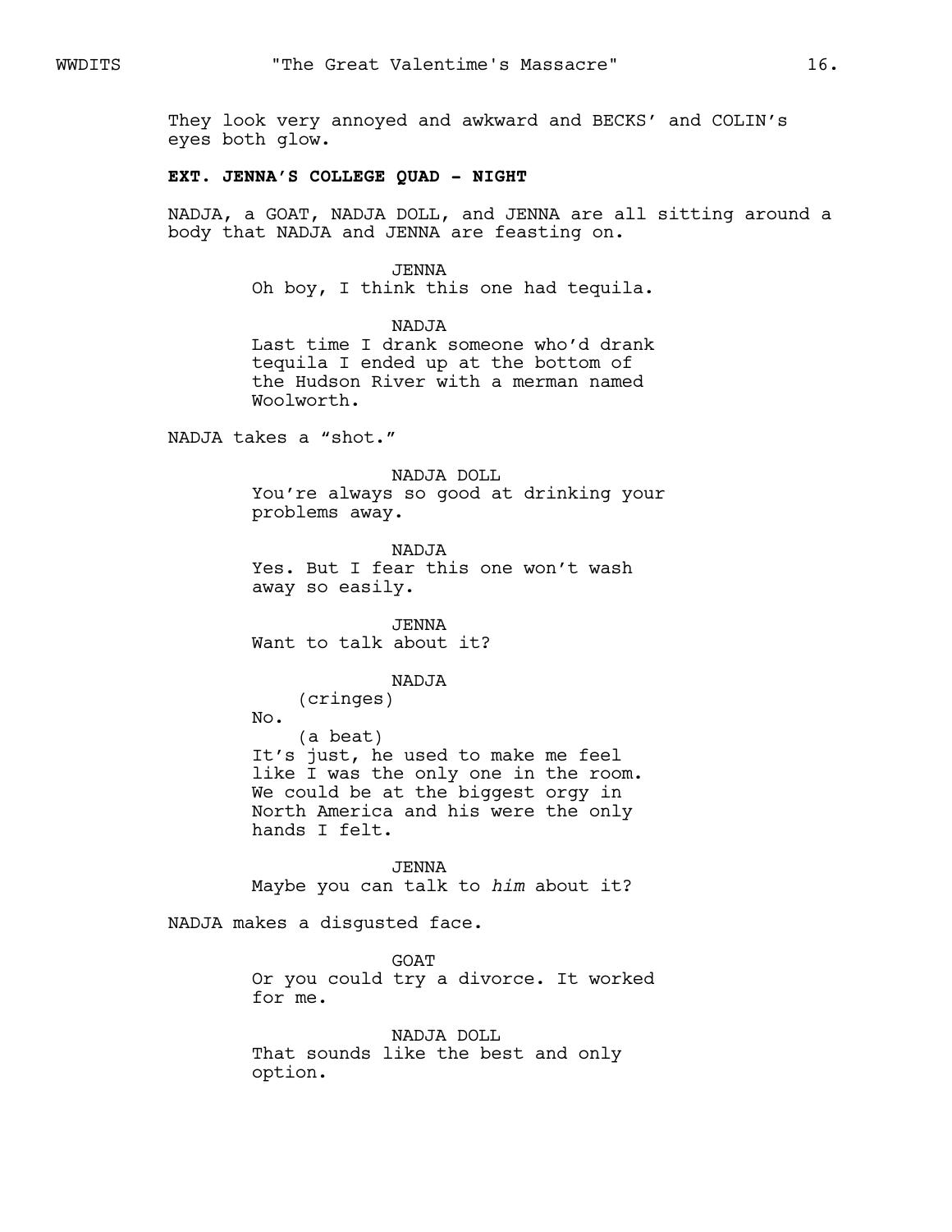They look very annoyed and awkward and BECKS' and COLIN's eyes both glow.

**EXT. JENNA'S COLLEGE QUAD - NIGHT**

NADJA, a GOAT, NADJA DOLL, and JENNA are all sitting around a body that NADJA and JENNA are feasting on.

JENNA
Oh boy, I think this one had tequila.

NADJA
Last time I drank someone who'd drank tequila I ended up at the bottom of the Hudson River with a merman named Woolworth.

NADJA takes a "shot."

NADJA DOLL
You're always so good at drinking your problems away.

NADJA
Yes. But I fear this one won't wash away so easily.

JENNA
Want to talk about it?

NADJA
(cringes)
No.
(a beat)
It's just, he used to make me feel like I was the only one in the room. We could be at the biggest orgy in North America and his were the only hands I felt.

JENNA
Maybe you can talk to *him* about it?

NADJA makes a disgusted face.

GOAT
Or you could try a divorce. It worked for me.

NADJA DOLL
That sounds like the best and only option.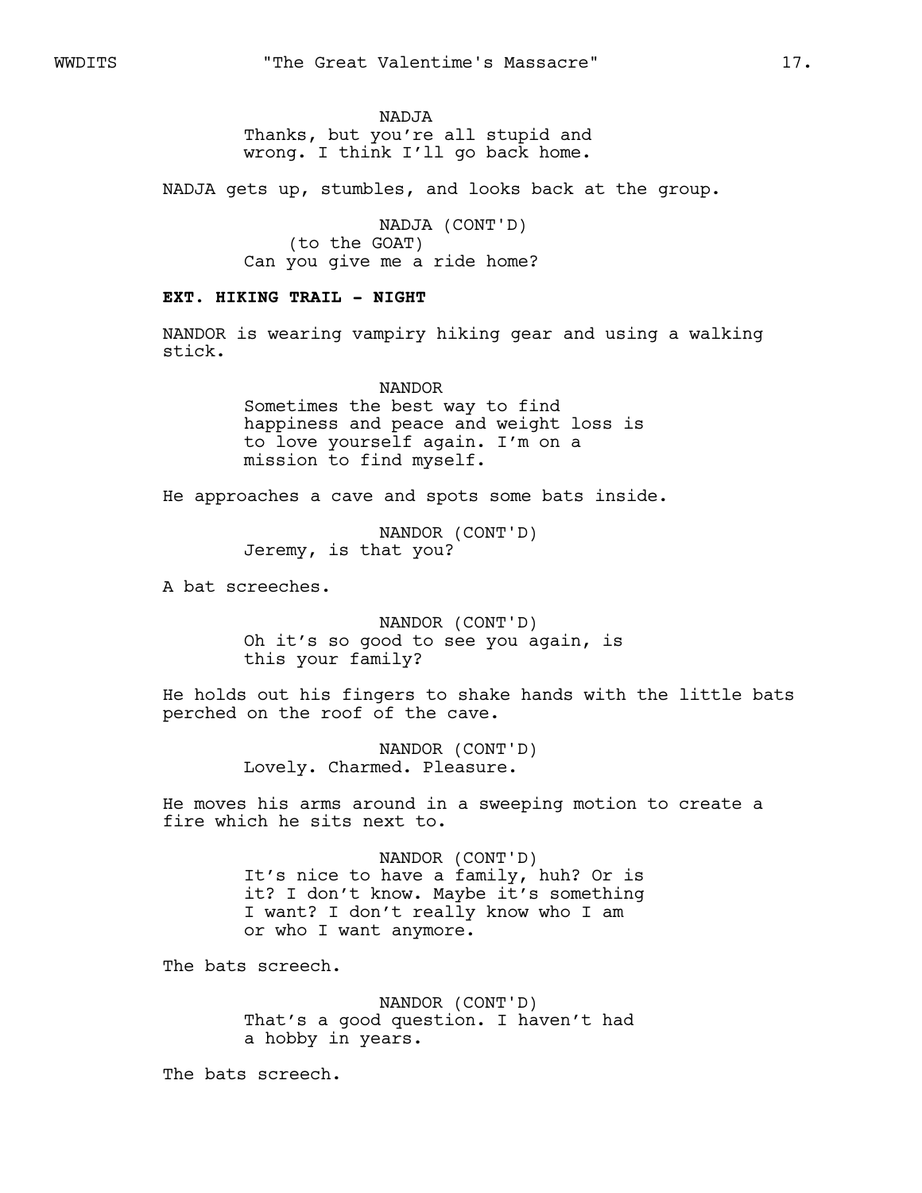NADJA
Thanks, but you're all stupid and wrong. I think I'll go back home.

NADJA gets up, stumbles, and looks back at the group.

NADJA (CONT'D)
(to the GOAT)
Can you give me a ride home?

**EXT. HIKING TRAIL - NIGHT**

NANDOR is wearing vampiry hiking gear and using a walking stick.

NANDOR
Sometimes the best way to find happiness and peace and weight loss is to love yourself again. I'm on a mission to find myself.

He approaches a cave and spots some bats inside.

NANDOR (CONT'D)
Jeremy, is that you?

A bat screeches.

NANDOR (CONT'D)
Oh it's so good to see you again, is this your family?

He holds out his fingers to shake hands with the little bats perched on the roof of the cave.

NANDOR (CONT'D)
Lovely. Charmed. Pleasure.

He moves his arms around in a sweeping motion to create a fire which he sits next to.

NANDOR (CONT'D)
It's nice to have a family, huh? Or is it? I don't know. Maybe it's something I want? I don't really know who I am or who I want anymore.

The bats screech.

NANDOR (CONT'D)
That's a good question. I haven't had a hobby in years.

The bats screech.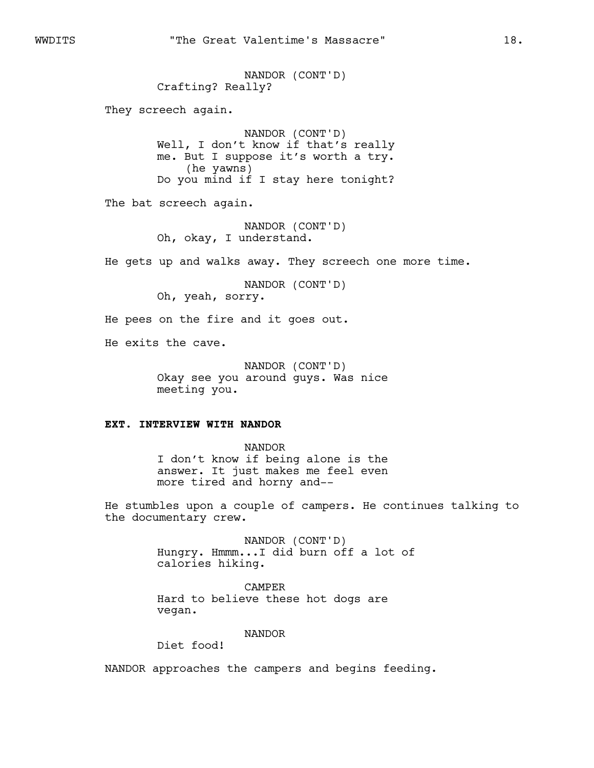NANDOR (CONT'D)
Crafting? Really?

They screech again.

NANDOR (CONT'D)
Well, I don't know if that's really me. But I suppose it's worth a try.
(he yawns)
Do you mind if I stay here tonight?

The bat screech again.

NANDOR (CONT'D)
Oh, okay, I understand.

He gets up and walks away. They screech one more time.

NANDOR (CONT'D)
Oh, yeah, sorry.

He pees on the fire and it goes out.

He exits the cave.

NANDOR (CONT'D)
Okay see you around guys. Was nice meeting you.

**EXT. INTERVIEW WITH NANDOR**

NANDOR
I don't know if being alone is the answer. It just makes me feel even more tired and horny and--

He stumbles upon a couple of campers. He continues talking to the documentary crew.

NANDOR (CONT'D)
Hungry. Hmmm...I did burn off a lot of calories hiking.

CAMPER
Hard to believe these hot dogs are vegan.

NANDOR
Diet food!

NANDOR approaches the campers and begins feeding.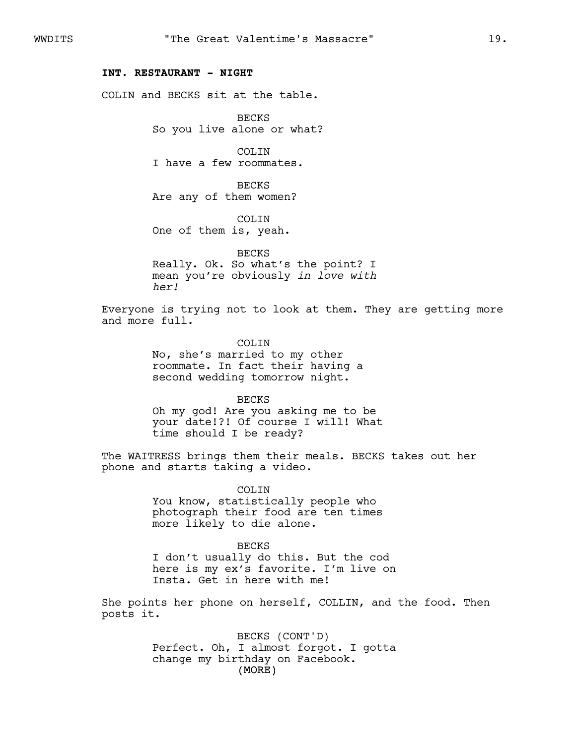**INT. RESTAURANT - NIGHT**

COLIN and BECKS sit at the table.

BECKS
So you live alone or what?

COLIN
I have a few roommates.

BECKS
Are any of them women?

COLIN
One of them is, yeah.

BECKS
Really. Ok. So what's the point? I mean you're obviously *in love with her!*

Everyone is trying not to look at them. They are getting more and more full.

COLIN
No, she's married to my other roommate. In fact their having a second wedding tomorrow night.

BECKS
Oh my god! Are you asking me to be your date!?! Of course I will! What time should I be ready?

The WAITRESS brings them their meals. BECKS takes out her phone and starts taking a video.

COLIN
You know, statistically people who photograph their food are ten times more likely to die alone.

BECKS
I don't usually do this. But the cod here is my ex's favorite. I'm live on Insta. Get in here with me!

She points her phone on herself, COLLIN, and the food. Then posts it.

BECKS (CONT'D)
Perfect. Oh, I almost forgot. I gotta change my birthday on Facebook.
(MORE)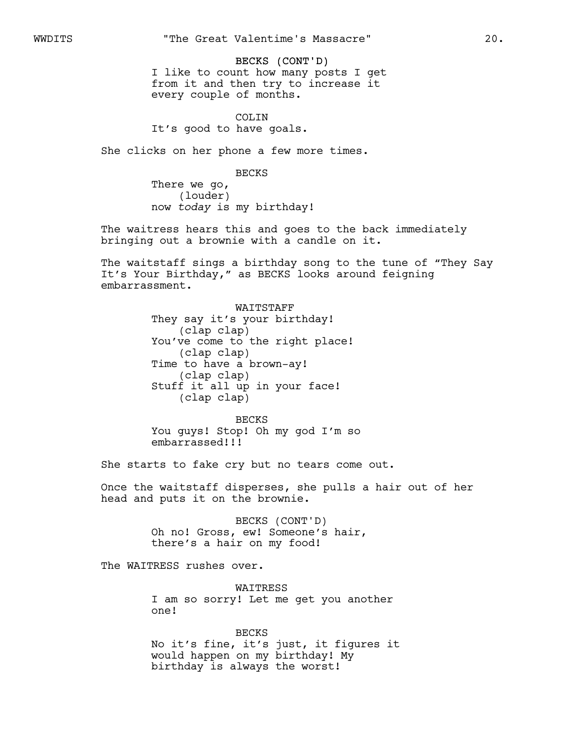BECKS (CONT'D)
I like to count how many posts I get from it and then try to increase it every couple of months.

COLIN
It's good to have goals.

She clicks on her phone a few more times.

BECKS
There we go,
(louder)
now *today* is my birthday!

The waitress hears this and goes to the back immediately bringing out a brownie with a candle on it.

The waitstaff sings a birthday song to the tune of "They Say It's Your Birthday," as BECKS looks around feigning embarrassment.

WAITSTAFF
They say it's your birthday!
(clap clap)
You've come to the right place!
(clap clap)
Time to have a brown-ay!
(clap clap)
Stuff it all up in your face!
(clap clap)

BECKS
You guys! Stop! Oh my god I'm so embarrassed!!!

She starts to fake cry but no tears come out.

Once the waitstaff disperses, she pulls a hair out of her head and puts it on the brownie.

BECKS (CONT'D)
Oh no! Gross, ew! Someone's hair, there's a hair on my food!

The WAITRESS rushes over.

WAITRESS
I am so sorry! Let me get you another one!

BECKS
No it's fine, it's just, it figures it would happen on my birthday! My birthday is always the worst!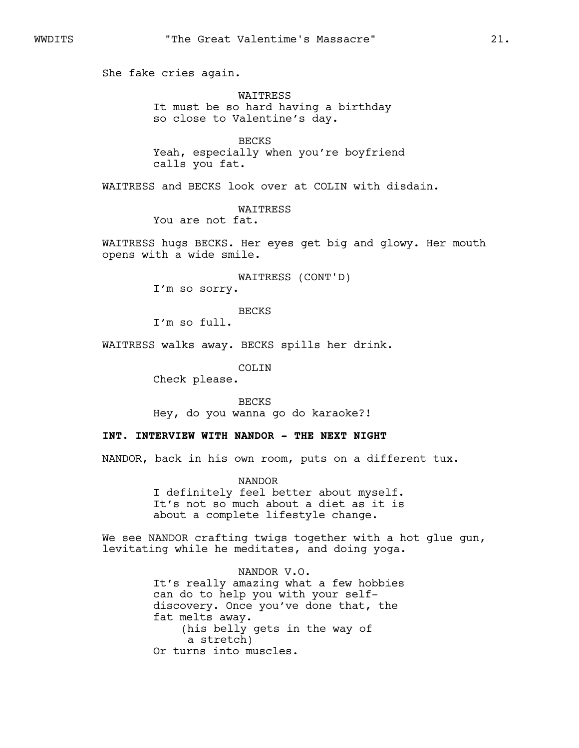She fake cries again.

WAITRESS
It must be so hard having a birthday so close to Valentine's day.

BECKS
Yeah, especially when you're boyfriend calls you fat.

WAITRESS and BECKS look over at COLIN with disdain.

WAITRESS
You are not fat.

WAITRESS hugs BECKS. Her eyes get big and glowy. Her mouth opens with a wide smile.

WAITRESS (CONT'D)
I'm so sorry.

BECKS
I'm so full.

WAITRESS walks away. BECKS spills her drink.

COLIN
Check please.

BECKS
Hey, do you wanna go do karaoke?!

**INT. INTERVIEW WITH NANDOR - THE NEXT NIGHT**

NANDOR, back in his own room, puts on a different tux.

NANDOR
I definitely feel better about myself. It's not so much about a diet as it is about a complete lifestyle change.

We see NANDOR crafting twigs together with a hot glue gun, levitating while he meditates, and doing yoga.

NANDOR V.O.
It's really amazing what a few hobbies can do to help you with your self-discovery. Once you've done that, the fat melts away.
(his belly gets in the way of a stretch)
Or turns into muscles.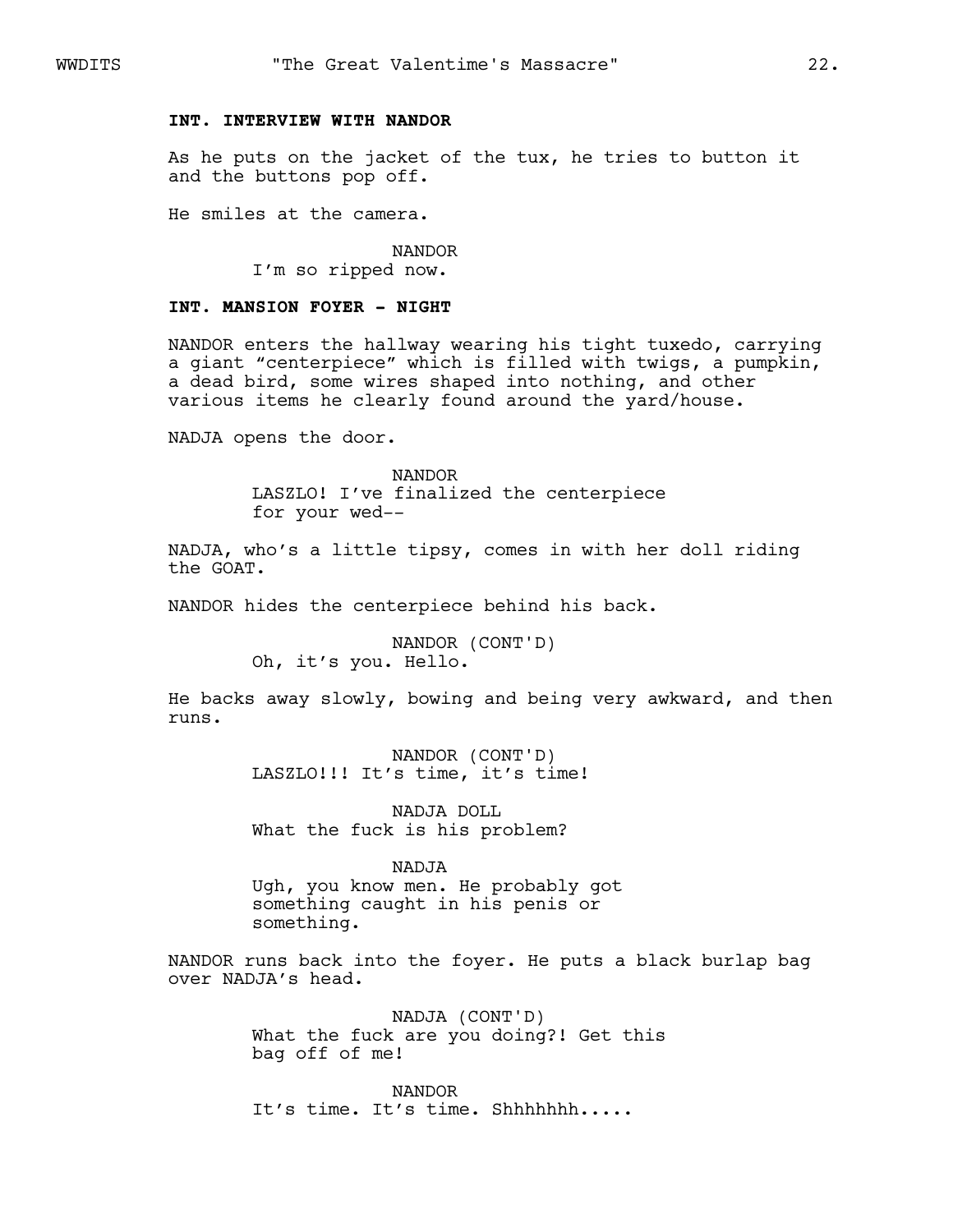**INT. INTERVIEW WITH NANDOR**

As he puts on the jacket of the tux, he tries to button it and the buttons pop off.

He smiles at the camera.

NANDOR
I'm so ripped now.

**INT. MANSION FOYER - NIGHT**

NANDOR enters the hallway wearing his tight tuxedo, carrying a giant "centerpiece" which is filled with twigs, a pumpkin, a dead bird, some wires shaped into nothing, and other various items he clearly found around the yard/house.

NADJA opens the door.

NANDOR
LASZLO! I've finalized the centerpiece for your wed--

NADJA, who's a little tipsy, comes in with her doll riding the GOAT.

NANDOR hides the centerpiece behind his back.

NANDOR (CONT'D)
Oh, it's you. Hello.

He backs away slowly, bowing and being very awkward, and then runs.

NANDOR (CONT'D)
LASZLO!!! It's time, it's time!

NADJA DOLL
What the fuck is his problem?

NADJA
Ugh, you know men. He probably got something caught in his penis or something.

NANDOR runs back into the foyer. He puts a black burlap bag over NADJA's head.

NADJA (CONT'D)
What the fuck are you doing?! Get this bag off of me!

NANDOR
It's time. It's time. Shhhhhhh.....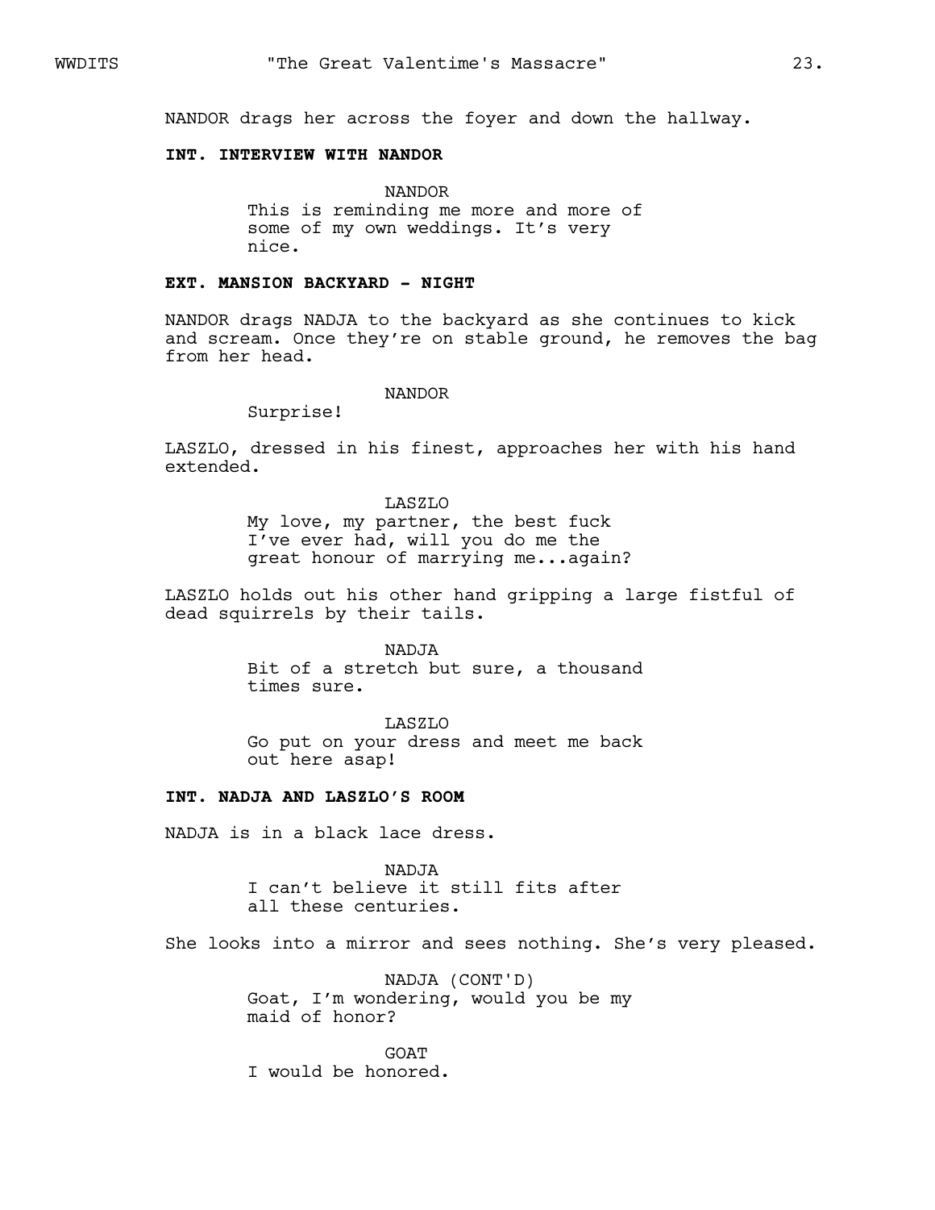NANDOR drags her across the foyer and down the hallway.

**INT. INTERVIEW WITH NANDOR**

NANDOR
This is reminding me more and more of some of my own weddings. It's very nice.

**EXT. MANSION BACKYARD - NIGHT**

NANDOR drags NADJA to the backyard as she continues to kick and scream. Once they're on stable ground, he removes the bag from her head.

NANDOR
Surprise!

LASZLO, dressed in his finest, approaches her with his hand extended.

LASZLO
My love, my partner, the best fuck I've ever had, will you do me the great honour of marrying me...again?

LASZLO holds out his other hand gripping a large fistful of dead squirrels by their tails.

NADJA
Bit of a stretch but sure, a thousand times sure.

LASZLO
Go put on your dress and meet me back out here asap!

**INT. NADJA AND LASZLO'S ROOM**

NADJA is in a black lace dress.

NADJA
I can't believe it still fits after all these centuries.

She looks into a mirror and sees nothing. She's very pleased.

NADJA (CONT'D)
Goat, I'm wondering, would you be my maid of honor?

GOAT
I would be honored.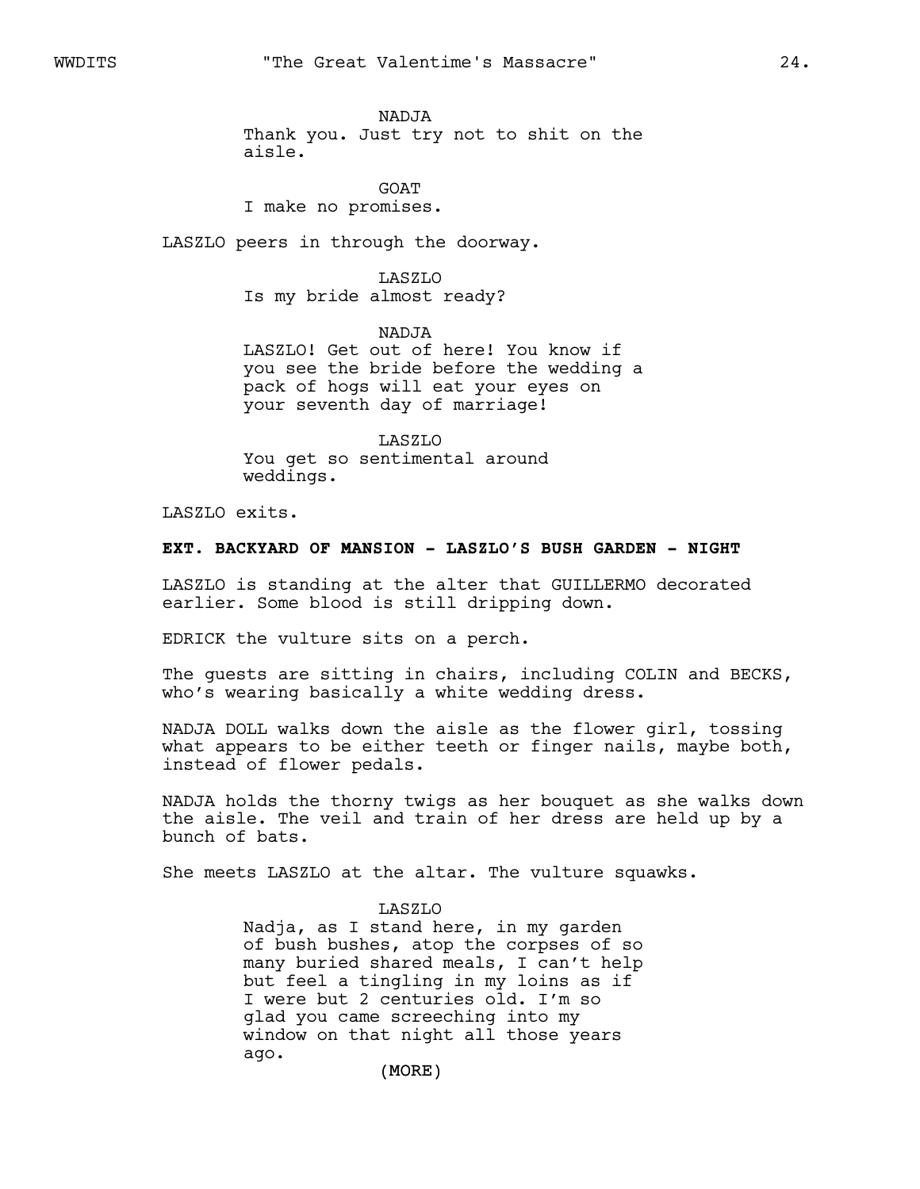NADJA
Thank you. Just try not to shit on the aisle.

GOAT
I make no promises.

LASZLO peers in through the doorway.

LASZLO
Is my bride almost ready?

NADJA
LASZLO! Get out of here! You know if you see the bride before the wedding a pack of hogs will eat your eyes on your seventh day of marriage!

LASZLO
You get so sentimental around weddings.

LASZLO exits.

**EXT. BACKYARD OF MANSION - LASZLO'S BUSH GARDEN - NIGHT**

LASZLO is standing at the alter that GUILLERMO decorated earlier. Some blood is still dripping down.

EDRICK the vulture sits on a perch.

The guests are sitting in chairs, including COLIN and BECKS, who's wearing basically a white wedding dress.

NADJA DOLL walks down the aisle as the flower girl, tossing what appears to be either teeth or finger nails, maybe both, instead of flower pedals.

NADJA holds the thorny twigs as her bouquet as she walks down the aisle. The veil and train of her dress are held up by a bunch of bats.

She meets LASZLO at the altar. The vulture squawks.

LASZLO
Nadja, as I stand here, in my garden of bush bushes, atop the corpses of so many buried shared meals, I can't help but feel a tingling in my loins as if I were but 2 centuries old. I'm so glad you came screeching into my window on that night all those years ago.
(MORE)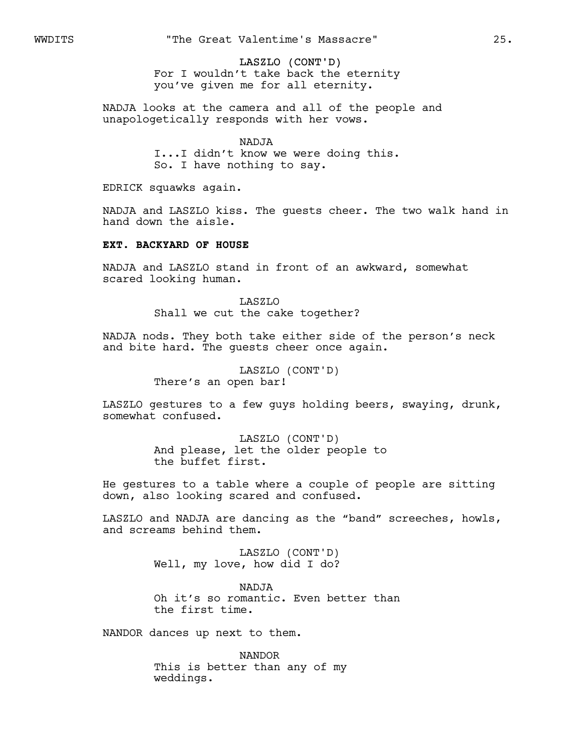LASZLO (CONT'D)
For I wouldn't take back the eternity you've given me for all eternity.

NADJA looks at the camera and all of the people and unapologetically responds with her vows.

NADJA
I...I didn't know we were doing this. So. I have nothing to say.

EDRICK squawks again.

NADJA and LASZLO kiss. The guests cheer. The two walk hand in hand down the aisle.

**EXT. BACKYARD OF HOUSE**

NADJA and LASZLO stand in front of an awkward, somewhat scared looking human.

LASZLO
Shall we cut the cake together?

NADJA nods. They both take either side of the person's neck and bite hard. The guests cheer once again.

LASZLO (CONT'D)
There's an open bar!

LASZLO gestures to a few guys holding beers, swaying, drunk, somewhat confused.

LASZLO (CONT'D)
And please, let the older people to the buffet first.

He gestures to a table where a couple of people are sitting down, also looking scared and confused.

LASZLO and NADJA are dancing as the "band" screeches, howls, and screams behind them.

LASZLO (CONT'D)
Well, my love, how did I do?

NADJA
Oh it's so romantic. Even better than the first time.

NANDOR dances up next to them.

NANDOR
This is better than any of my weddings.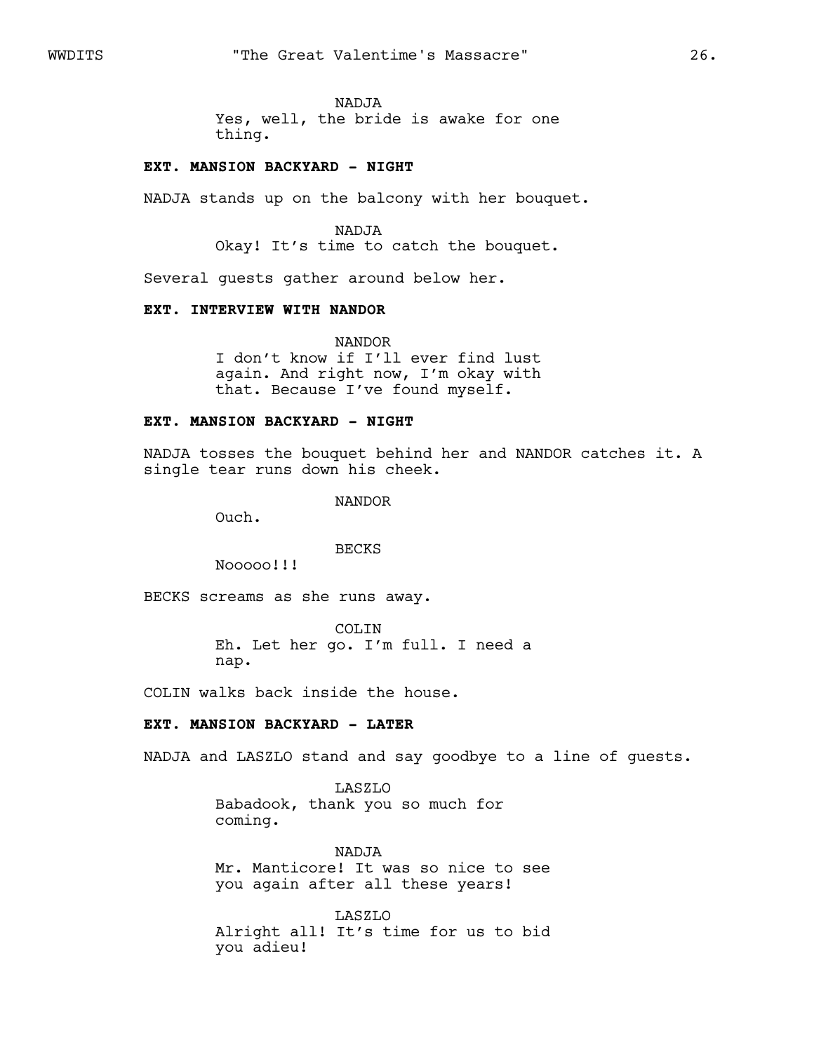NADJA
Yes, well, the bride is awake for one thing.

**EXT. MANSION BACKYARD - NIGHT**

NADJA stands up on the balcony with her bouquet.

NADJA
Okay! It's time to catch the bouquet.

Several guests gather around below her.

**EXT. INTERVIEW WITH NANDOR**

NANDOR
I don't know if I'll ever find lust again. And right now, I'm okay with that. Because I've found myself.

**EXT. MANSION BACKYARD - NIGHT**

NADJA tosses the bouquet behind her and NANDOR catches it. A single tear runs down his cheek.

NANDOR
Ouch.

BECKS
Nooooo!!!

BECKS screams as she runs away.

COLIN
Eh. Let her go. I'm full. I need a nap.

COLIN walks back inside the house.

**EXT. MANSION BACKYARD - LATER**

NADJA and LASZLO stand and say goodbye to a line of guests.

LASZLO
Babadook, thank you so much for coming.

NADJA
Mr. Manticore! It was so nice to see you again after all these years!

LASZLO
Alright all! It's time for us to bid you adieu!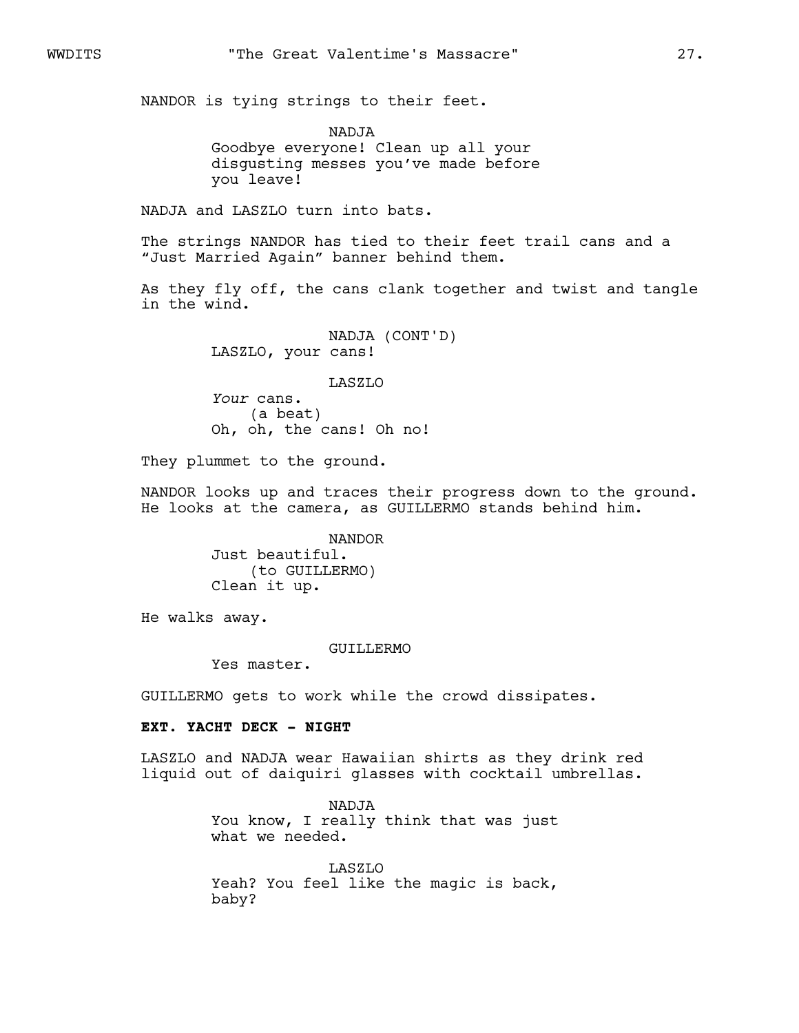NANDOR is tying strings to their feet.

NADJA
Goodbye everyone! Clean up all your disgusting messes you've made before you leave!

NADJA and LASZLO turn into bats.

The strings NANDOR has tied to their feet trail cans and a "Just Married Again" banner behind them.

As they fly off, the cans clank together and twist and tangle in the wind.

NADJA (CONT'D)
LASZLO, your cans!

LASZLO
*Your* cans.
(a beat)
Oh, oh, the cans! Oh no!

They plummet to the ground.

NANDOR looks up and traces their progress down to the ground. He looks at the camera, as GUILLERMO stands behind him.

NANDOR
Just beautiful.
(to GUILLERMO)
Clean it up.

He walks away.

GUILLERMO
Yes master.

GUILLERMO gets to work while the crowd dissipates.

**EXT. YACHT DECK - NIGHT**

LASZLO and NADJA wear Hawaiian shirts as they drink red liquid out of daiquiri glasses with cocktail umbrellas.

NADJA
You know, I really think that was just what we needed.

LASZLO
Yeah? You feel like the magic is back, baby?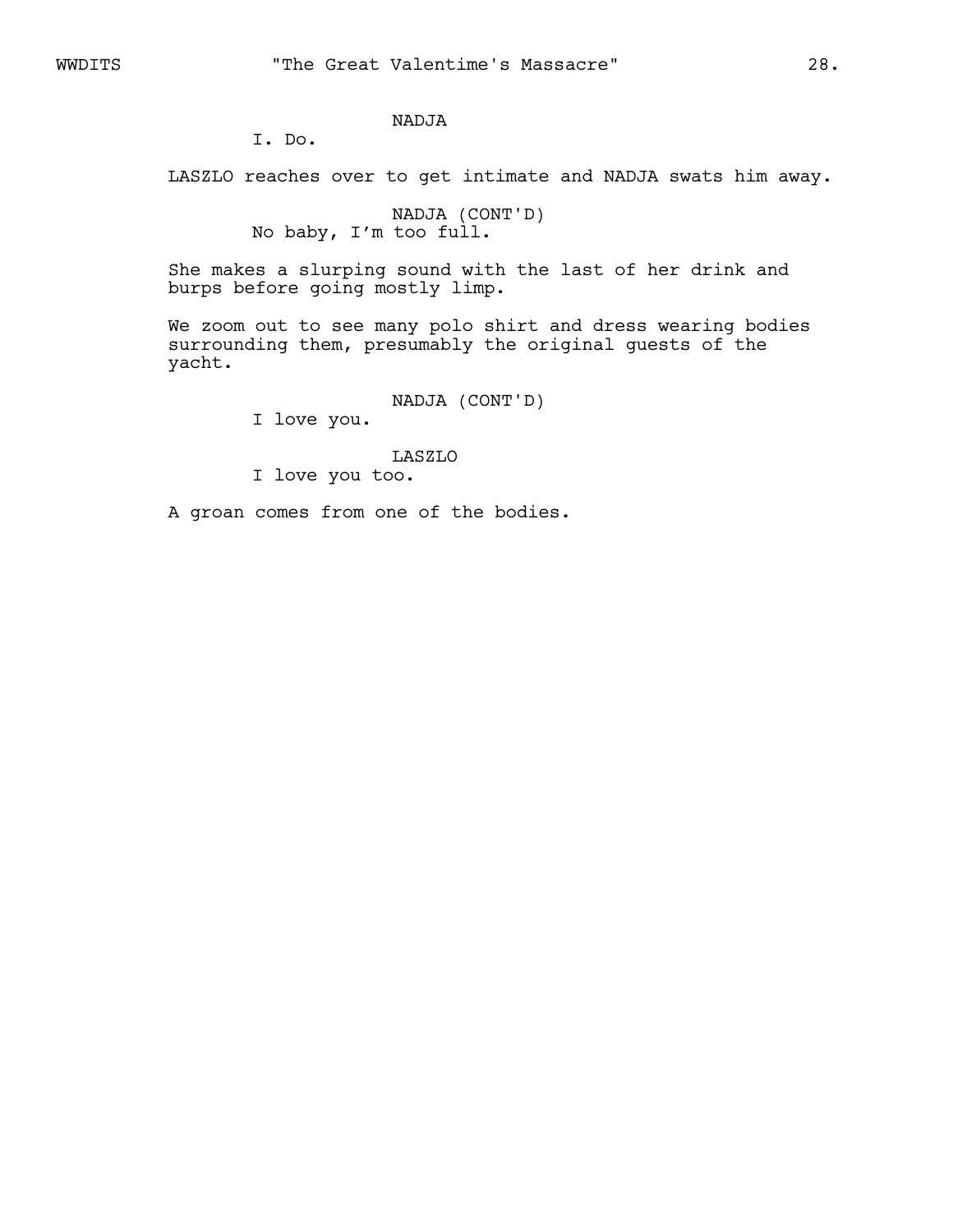NADJA

I. Do.

LASZLO reaches over to get intimate and NADJA swats him away.

NADJA (CONT'D)

No baby, I’m too full.

She makes a slurping sound with the last of her drink and burps before going mostly limp.

We zoom out to see many polo shirt and dress wearing bodies surrounding them, presumably the original guests of the yacht.

NADJA (CONT'D)

I love you.

LASZLO

I love you too.

A groan comes from one of the bodies.